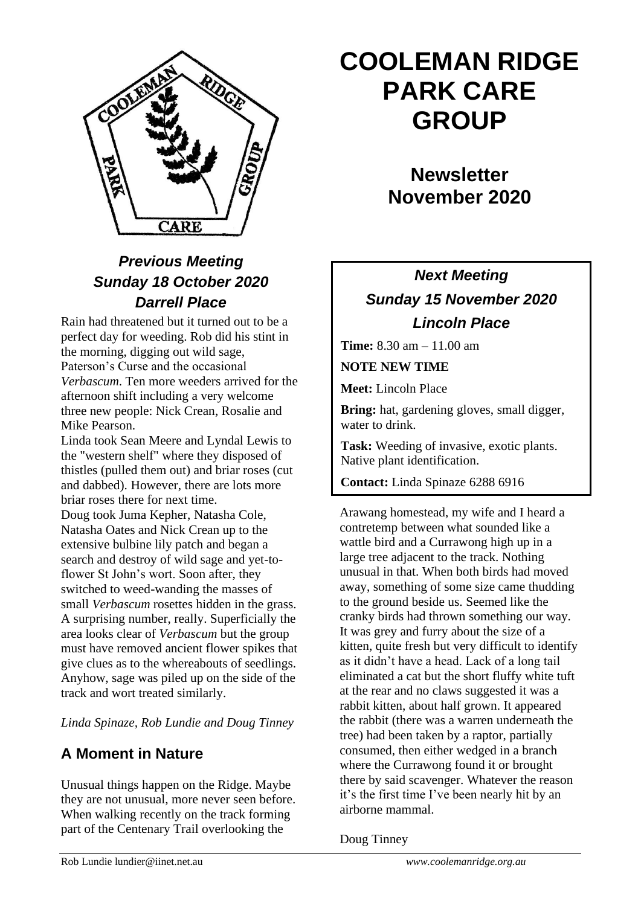# COOLEMAN RIDGE PARK CARE GROUP

## Newsletter November 2020

### *Previous Meeting Sunday 18 October 2020 Darrell Place*

Rain had threatened but it turned out to be a perfect day for weeding. Rob did his stint in the morning, digging out wild sage, Paterson's Curse and the occasional *Verbascum*. Ten more weeders arrived for the afternoon shift including a very welcome three new people: Nick Crean, Rosalie and Mike Pearson.

Linda took Sean Meere and Lyndal Lewis to the "western shelf" where they disposed of thistles (pulled them out) and briar roses (cut and dabbed). However, there are lots more briar roses there for next time.

Doug took Juma Kepher, Natasha Cole, Natasha Oates and Nick Crean up to the extensive bulbine lily patch and began a search and destroy of wild sage and yet-to-flower St John's wort. Soon after, they switched to weed-wanding the masses of small *Verbascum* rosettes hidden in the grass. A surprising number, really. Superficially the area looks clear of *Verbascum* but the group must have removed ancient flower spikes that give clues as to the whereabouts of seedlings. Anyhow, sage was piled up on the side of the track and wort treated similarly.

*Linda Spinaze, Rob Lundie and Doug Tinney*

### *Next Meeting Sunday 15 November 2020 Lincoln Place*

**Time:** 8.30 am – 11.00 am

**NOTE NEW TIME**

**Meet:** Lincoln Place

**Bring:** hat, gardening gloves, small digger, water to drink.

**Task:** Weeding of invasive, exotic plants. Native plant identification.

**Contact:** Linda Spinaze 6288 6916

## A Moment in Nature

Unusual things happen on the Ridge. Maybe they are not unusual, more never seen before. When walking recently on the track forming part of the Centenary Trail overlooking the Arawang homestead, my wife and I heard a contretemp between what sounded like a wattle bird and a Currawong high up in a large tree adjacent to the track. Nothing unusual in that. When both birds had moved away, something of some size came thudding to the ground beside us. Seemed like the cranky birds had thrown something our way. It was grey and furry about the size of a kitten, quite fresh but very difficult to identify as it didn't have a head. Lack of a long tail eliminated a cat but the short fluffy white tuft at the rear and no claws suggested it was a rabbit kitten, about half grown. It appeared the rabbit (there was a warren underneath the tree) had been taken by a raptor, partially consumed, then either wedged in a branch where the Currawong found it or brought there by said scavenger. Whatever the reason it's the first time I've been nearly hit by an airborne mammal.

Doug Tinney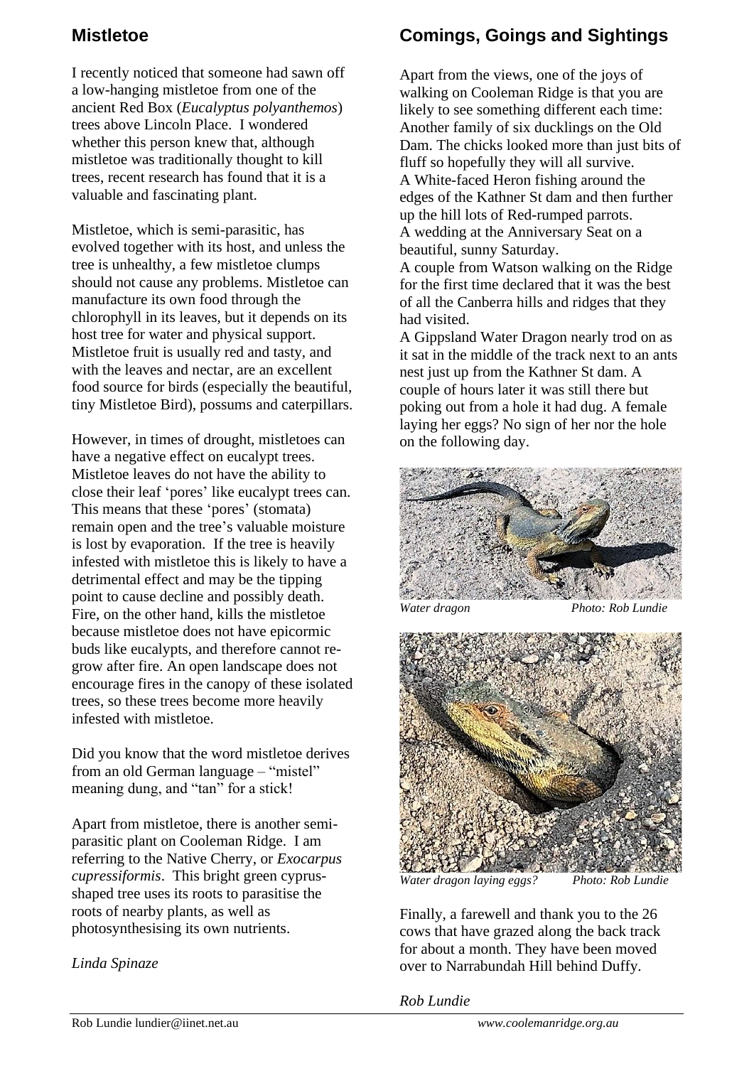## Mistletoe

I recently noticed that someone had sawn off a low-hanging mistletoe from one of the ancient Red Box (*Eucalyptus polyanthemos*) trees above Lincoln Place. I wondered whether this person knew that, although mistletoe was traditionally thought to kill trees, recent research has found that it is a valuable and fascinating plant.

Mistletoe, which is semi-parasitic, has evolved together with its host, and unless the tree is unhealthy, a few mistletoe clumps should not cause any problems. Mistletoe can manufacture its own food through the chlorophyll in its leaves, but it depends on its host tree for water and physical support. Mistletoe fruit is usually red and tasty, and with the leaves and nectar, are an excellent food source for birds (especially the beautiful, tiny Mistletoe Bird), possums and caterpillars.

However, in times of drought, mistletoes can have a negative effect on eucalypt trees. Mistletoe leaves do not have the ability to close their leaf 'pores' like eucalypt trees can. This means that these 'pores' (stomata) remain open and the tree's valuable moisture is lost by evaporation. If the tree is heavily infested with mistletoe this is likely to have a detrimental effect and may be the tipping point to cause decline and possibly death. Fire, on the other hand, kills the mistletoe because mistletoe does not have epicormic buds like eucalypts, and therefore cannot re-grow after fire. An open landscape does not encourage fires in the canopy of these isolated trees, so these trees become more heavily infested with mistletoe.

Did you know that the word mistletoe derives from an old German language – "mistel" meaning dung, and "tan" for a stick!

Apart from mistletoe, there is another semi-parasitic plant on Cooleman Ridge. I am referring to the Native Cherry, or *Exocarpus cupressiformis*. This bright green cyprus-shaped tree uses its roots to parasitise the roots of nearby plants, as well as photosynthesising its own nutrients.

*Linda Spinaze*

## Comings, Goings and Sightings

Apart from the views, one of the joys of walking on Cooleman Ridge is that you are likely to see something different each time:
Another family of six ducklings on the Old Dam. The chicks looked more than just bits of fluff so hopefully they will all survive.
A White-faced Heron fishing around the edges of the Kathner St dam and then further up the hill lots of Red-rumped parrots.
A wedding at the Anniversary Seat on a beautiful, sunny Saturday.
A couple from Watson walking on the Ridge for the first time declared that it was the best of all the Canberra hills and ridges that they had visited.
A Gippsland Water Dragon nearly trod on as it sat in the middle of the track next to an ants nest just up from the Kathner St dam. A couple of hours later it was still there but poking out from a hole it had dug. A female laying her eggs? No sign of her nor the hole on the following day.

*Water dragon* *Photo: Rob Lundie*

*Water dragon laying eggs?* *Photo: Rob Lundie*

Finally, a farewell and thank you to the 26 cows that have grazed along the back track for about a month. They have been moved over to Narrabundah Hill behind Duffy.

*Rob Lundie*

Rob Lundie lundier@iinet.net.au *www.coolemanridge.org.au*